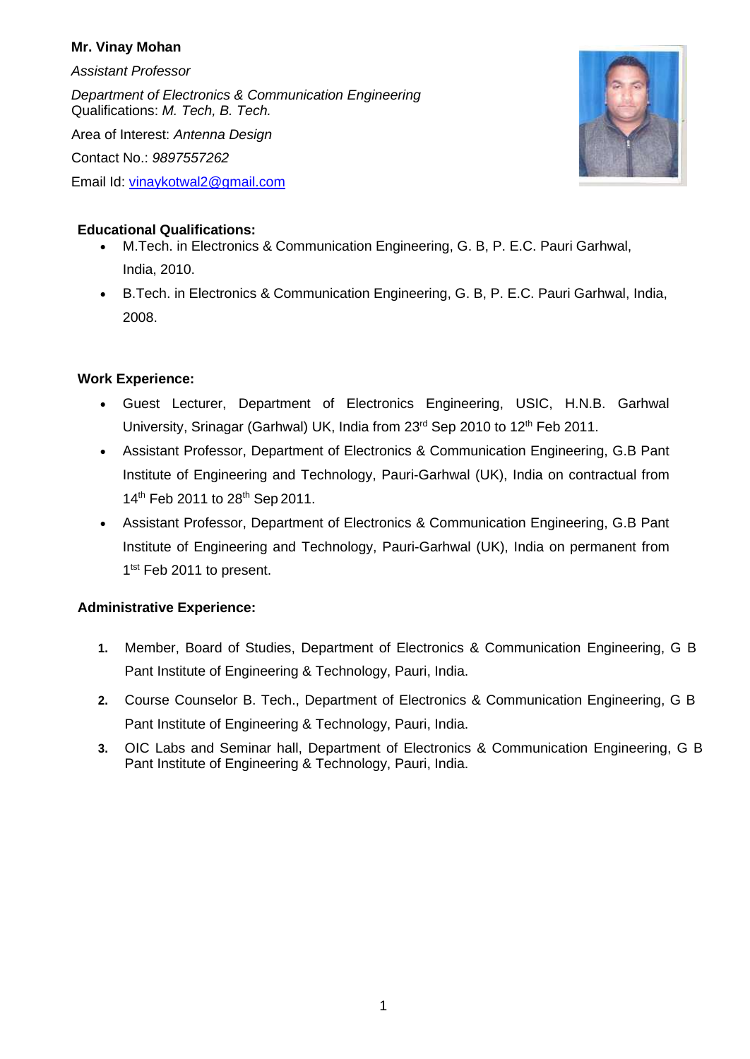**Mr. Vinay Mohan**

*Assistant Professor*

*Department of Electronics & Communication Engineering*
Qualifications: *M. Tech, B. Tech.*

Area of Interest: *Antenna Design*

Contact No.: *9897557262*

Email Id: [vinaykotwal2@gmail.com](mailto:vinaykotwal2@gmail.com)

**Educational Qualifications:**

- M.Tech. in Electronics & Communication Engineering, G. B, P. E.C. Pauri Garhwal, India, 2010.
- B.Tech. in Electronics & Communication Engineering, G. B, P. E.C. Pauri Garhwal, India, 2008.

**Work Experience:**

- Guest Lecturer, Department of Electronics Engineering, USIC, H.N.B. Garhwal University, Srinagar (Garhwal) UK, India from 23rd Sep 2010 to 12th Feb 2011.
- Assistant Professor, Department of Electronics & Communication Engineering, G.B Pant Institute of Engineering and Technology, Pauri-Garhwal (UK), India on contractual from 14th Feb 2011 to 28th Sep 2011.
- Assistant Professor, Department of Electronics & Communication Engineering, G.B Pant Institute of Engineering and Technology, Pauri-Garhwal (UK), India on permanent from 1tst Feb 2011 to present.

**Administrative Experience:**

1. Member, Board of Studies, Department of Electronics & Communication Engineering, G B Pant Institute of Engineering & Technology, Pauri, India.
2. Course Counselor B. Tech., Department of Electronics & Communication Engineering, G B Pant Institute of Engineering & Technology, Pauri, India.
3. OIC Labs and Seminar hall, Department of Electronics & Communication Engineering, G B Pant Institute of Engineering & Technology, Pauri, India.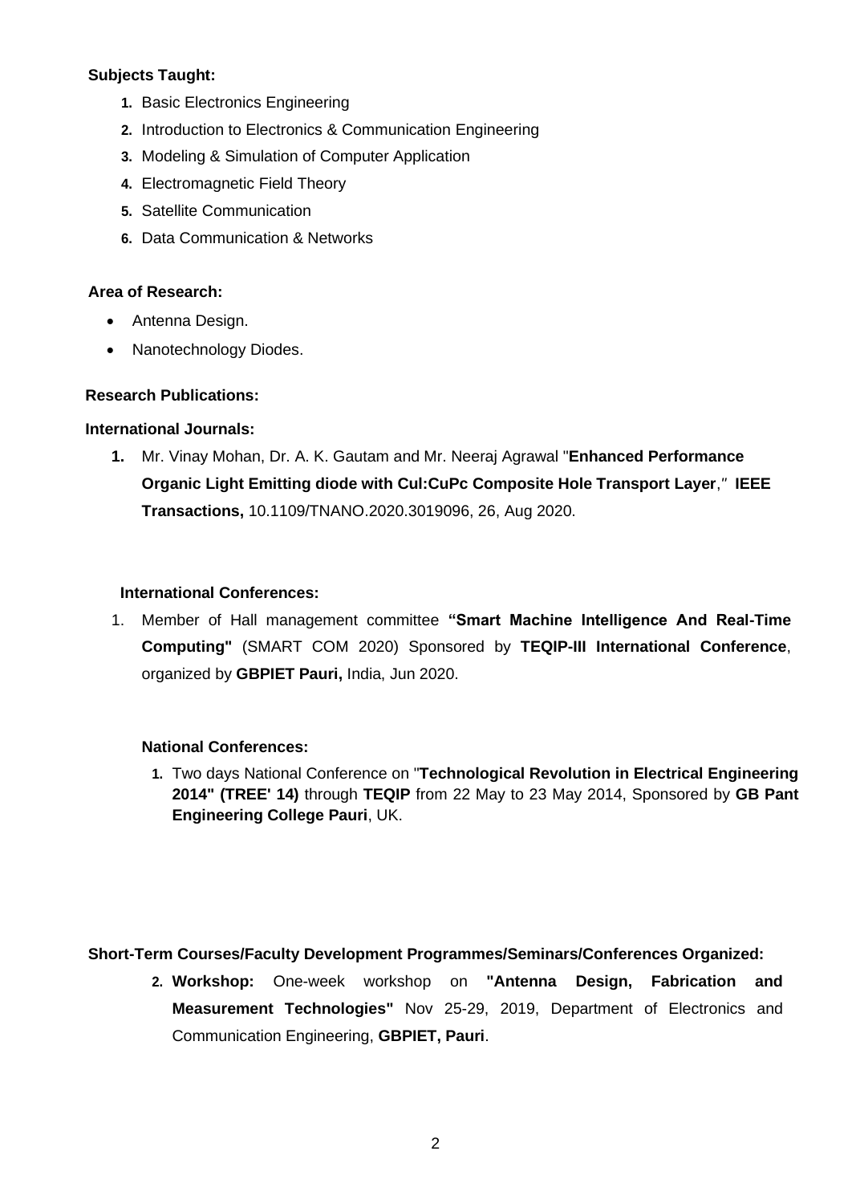**Subjects Taught:**

1. Basic Electronics Engineering
2. Introduction to Electronics & Communication Engineering
3. Modeling & Simulation of Computer Application
4. Electromagnetic Field Theory
5. Satellite Communication
6. Data Communication & Networks

**Area of Research:**

- Antenna Design.
- Nanotechnology Diodes.

**Research Publications:**

**International Journals:**

1. Mr. Vinay Mohan, Dr. A. K. Gautam and Mr. Neeraj Agrawal "**Enhanced Performance Organic Light Emitting diode with CuI:CuPc Composite Hole Transport Layer**," **IEEE Transactions,** 10.1109/TNANO.2020.3019096, 26, Aug 2020.

**International Conferences:**

1. Member of Hall management committee **"Smart Machine Intelligence And Real-Time Computing"** (SMART COM 2020) Sponsored by **TEQIP-III International Conference**, organized by **GBPIET Pauri,** India, Jun 2020.

**National Conferences:**

1. Two days National Conference on "**Technological Revolution in Electrical Engineering 2014" (TREE' 14)** through **TEQIP** from 22 May to 23 May 2014, Sponsored by **GB Pant Engineering College Pauri**, UK.

**Short-Term Courses/Faculty Development Programmes/Seminars/Conferences Organized:**

2. **Workshop:** One-week workshop on **"Antenna Design, Fabrication and Measurement Technologies"** Nov 25-29, 2019, Department of Electronics and Communication Engineering, **GBPIET, Pauri**.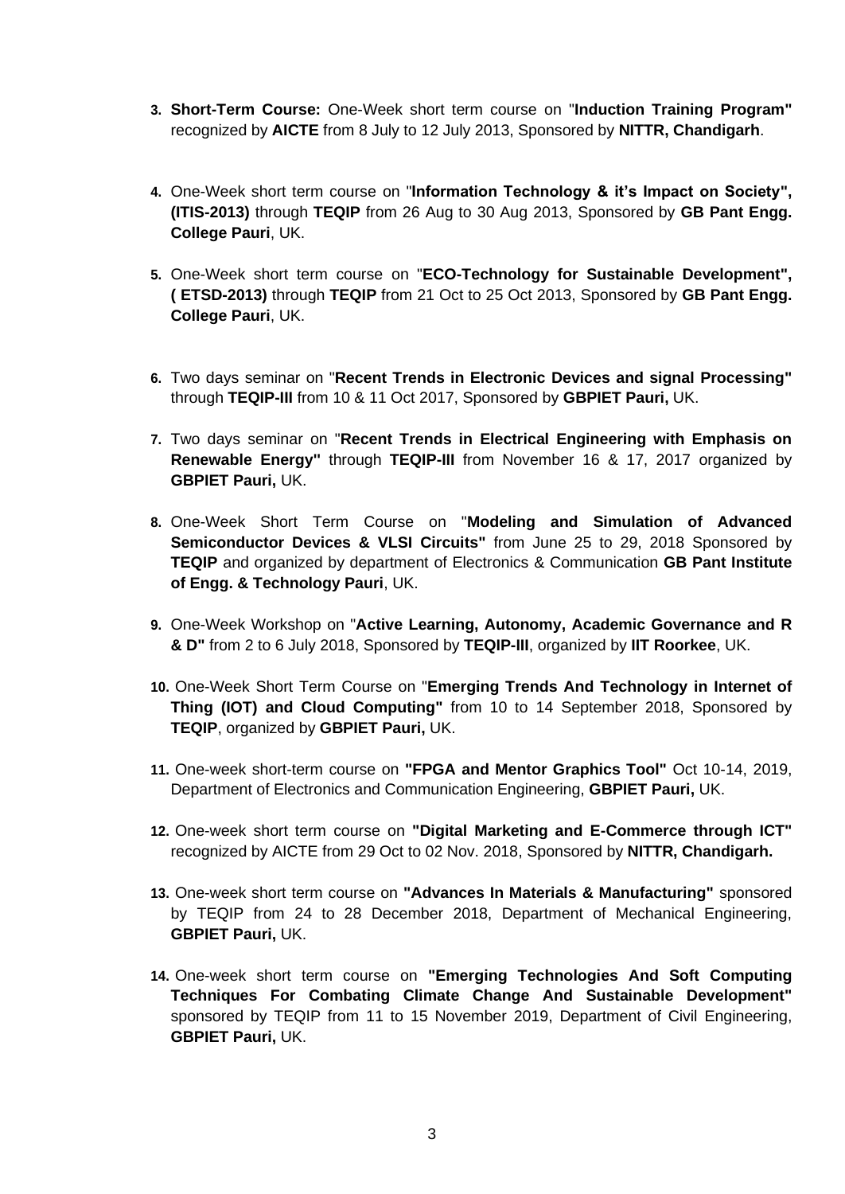3. **Short-Term Course:** One-Week short term course on "**Induction Training Program"** recognized by **AICTE** from 8 July to 12 July 2013, Sponsored by **NITTR, Chandigarh**.

4. One-Week short term course on "**Information Technology & it's Impact on Society", (ITIS-2013)** through **TEQIP** from 26 Aug to 30 Aug 2013, Sponsored by **GB Pant Engg. College Pauri**, UK.

5. One-Week short term course on "**ECO-Technology for Sustainable Development", ( ETSD-2013)** through **TEQIP** from 21 Oct to 25 Oct 2013, Sponsored by **GB Pant Engg. College Pauri**, UK.

6. Two days seminar on "**Recent Trends in Electronic Devices and signal Processing"** through **TEQIP-III** from 10 & 11 Oct 2017, Sponsored by **GBPIET Pauri,** UK.

7. Two days seminar on "**Recent Trends in Electrical Engineering with Emphasis on Renewable Energy"** through **TEQIP-III** from November 16 & 17, 2017 organized by **GBPIET Pauri,** UK.

8. One-Week Short Term Course on "**Modeling and Simulation of Advanced Semiconductor Devices & VLSI Circuits"** from June 25 to 29, 2018 Sponsored by **TEQIP** and organized by department of Electronics & Communication **GB Pant Institute of Engg. & Technology Pauri**, UK.

9. One-Week Workshop on "**Active Learning, Autonomy, Academic Governance and R & D"** from 2 to 6 July 2018, Sponsored by **TEQIP-III**, organized by **IIT Roorkee**, UK.

10. One-Week Short Term Course on "**Emerging Trends And Technology in Internet of Thing (IOT) and Cloud Computing"** from 10 to 14 September 2018, Sponsored by **TEQIP**, organized by **GBPIET Pauri,** UK.

11. One-week short-term course on **"FPGA and Mentor Graphics Tool"** Oct 10-14, 2019, Department of Electronics and Communication Engineering, **GBPIET Pauri,** UK.

12. One-week short term course on **"Digital Marketing and E-Commerce through ICT"** recognized by AICTE from 29 Oct to 02 Nov. 2018, Sponsored by **NITTR, Chandigarh.**

13. One-week short term course on **"Advances In Materials & Manufacturing"** sponsored by TEQIP from 24 to 28 December 2018, Department of Mechanical Engineering, **GBPIET Pauri,** UK.

14. One-week short term course on **"Emerging Technologies And Soft Computing Techniques For Combating Climate Change And Sustainable Development"** sponsored by TEQIP from 11 to 15 November 2019, Department of Civil Engineering, **GBPIET Pauri,** UK.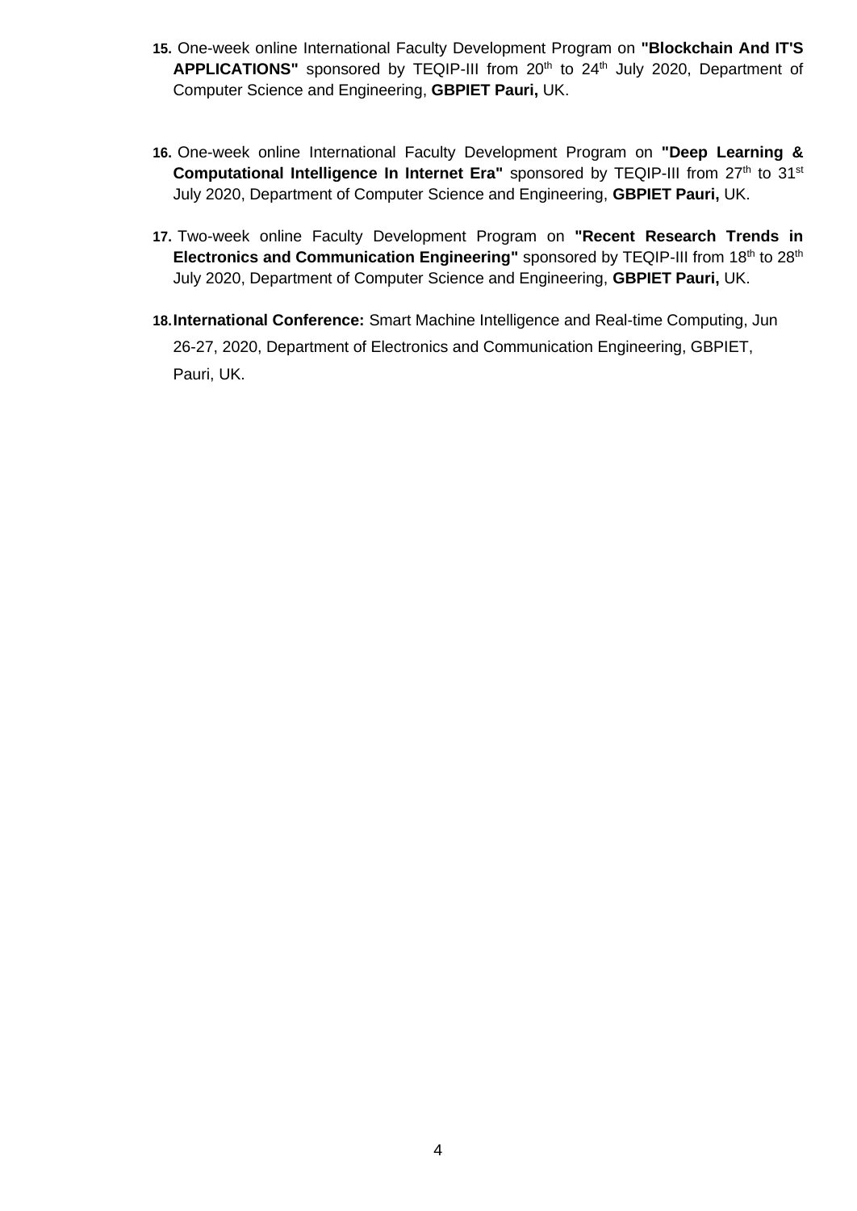15. One-week online International Faculty Development Program on **"Blockchain And IT'S APPLICATIONS"** sponsored by TEQIP-III from 20th to 24th July 2020, Department of Computer Science and Engineering, **GBPIET Pauri,** UK.

16. One-week online International Faculty Development Program on **"Deep Learning & Computational Intelligence In Internet Era"** sponsored by TEQIP-III from 27th to 31st July 2020, Department of Computer Science and Engineering, **GBPIET Pauri,** UK.

17. Two-week online Faculty Development Program on **"Recent Research Trends in Electronics and Communication Engineering"** sponsored by TEQIP-III from 18th to 28th July 2020, Department of Computer Science and Engineering, **GBPIET Pauri,** UK.

18. **International Conference:** Smart Machine Intelligence and Real-time Computing, Jun 26-27, 2020, Department of Electronics and Communication Engineering, GBPIET, Pauri, UK.